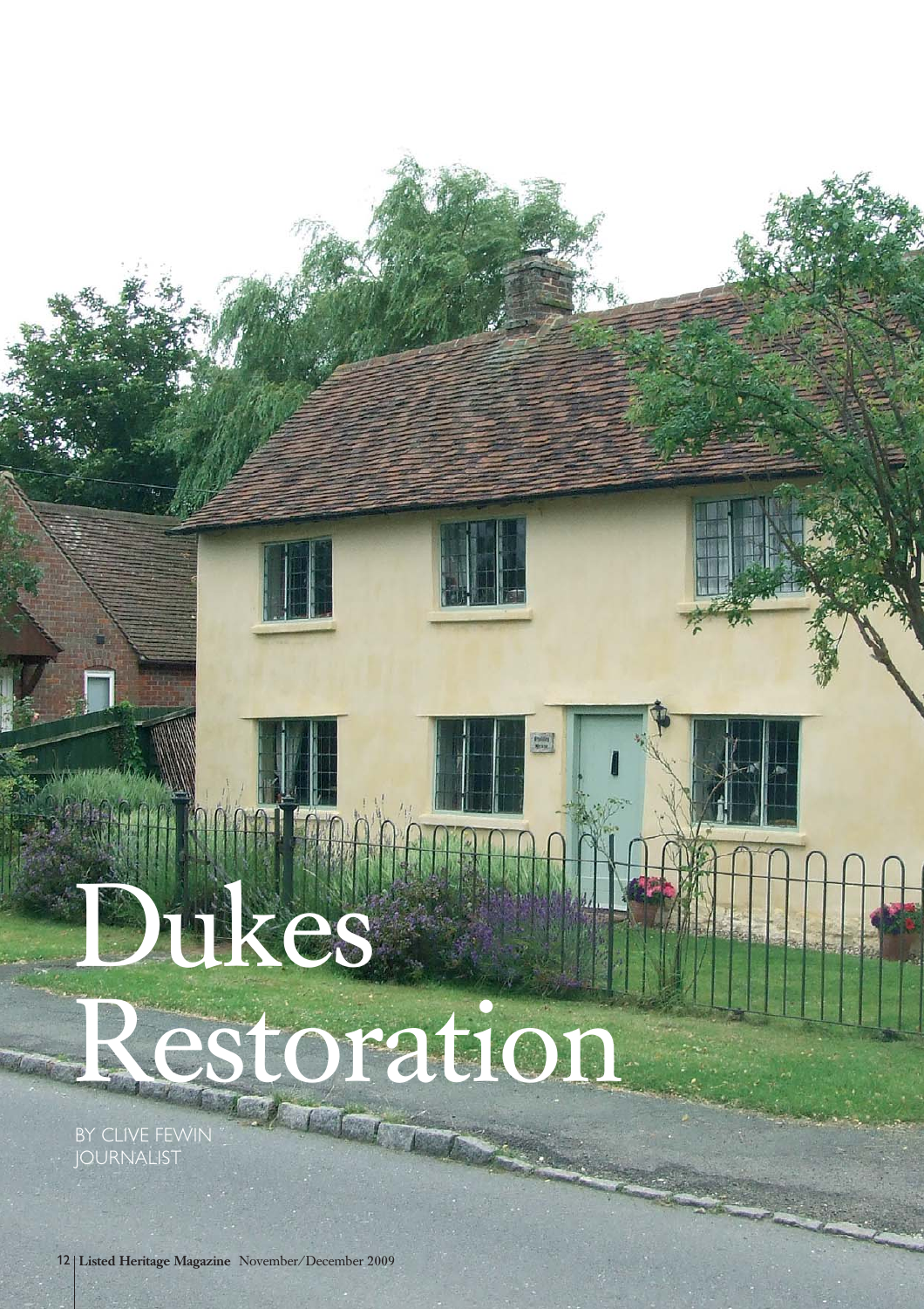# Dukes Restoration

BY CLIVE FEWIN
JOURNALIST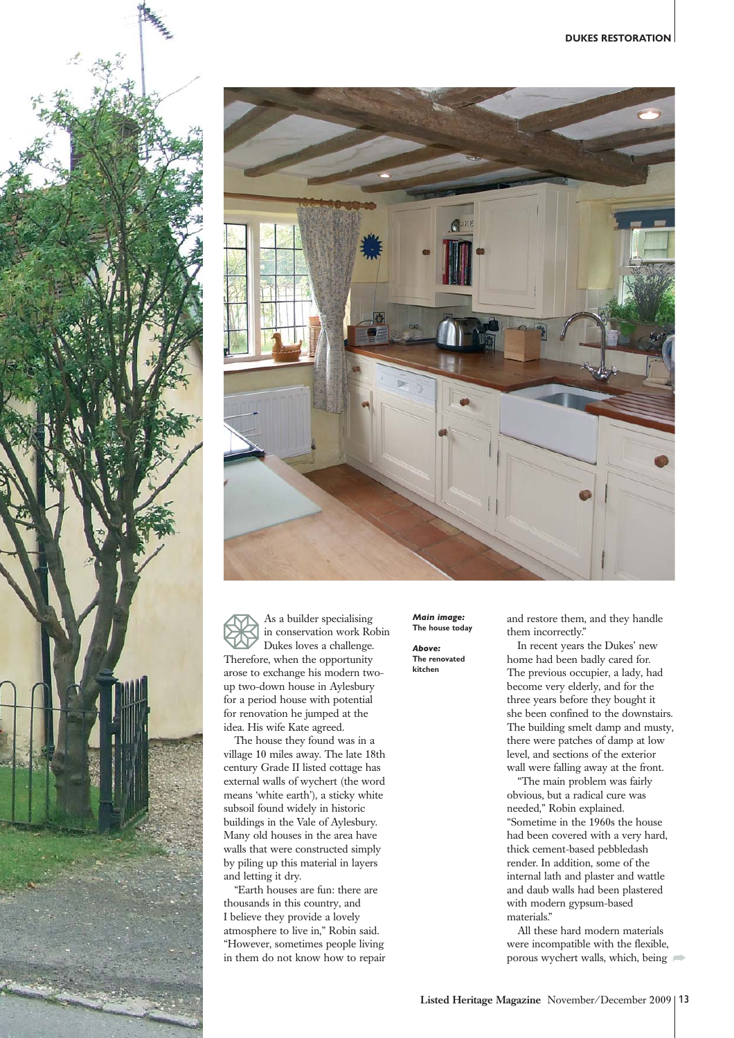As a builder specialising in conservation work Robin Dukes loves a challenge. Therefore, when the opportunity arose to exchange his modern two-up two-down house in Aylesbury for a period house with potential for renovation he jumped at the idea. His wife Kate agreed.

The house they found was in a village 10 miles away. The late 18th century Grade II listed cottage has external walls of wychert (the word means 'white earth'), a sticky white subsoil found widely in historic buildings in the Vale of Aylesbury. Many old houses in the area have walls that were constructed simply by piling up this material in layers and letting it dry.

"Earth houses are fun: there are thousands in this country, and I believe they provide a lovely atmosphere to live in," Robin said. "However, sometimes people living in them do not know how to repair and restore them, and they handle them incorrectly."

***Main image:*** **The house today**

***Above:*** **The renovated kitchen**

In recent years the Dukes' new home had been badly cared for. The previous occupier, a lady, had become very elderly, and for the three years before they bought it she been confined to the downstairs. The building smelt damp and musty, there were patches of damp at low level, and sections of the exterior wall were falling away at the front.

"The main problem was fairly obvious, but a radical cure was needed," Robin explained. "Sometime in the 1960s the house had been covered with a very hard, thick cement-based pebbledash render. In addition, some of the internal lath and plaster and wattle and daub walls had been plastered with modern gypsum-based materials."

All these hard modern materials were incompatible with the flexible, porous wychert walls, which, being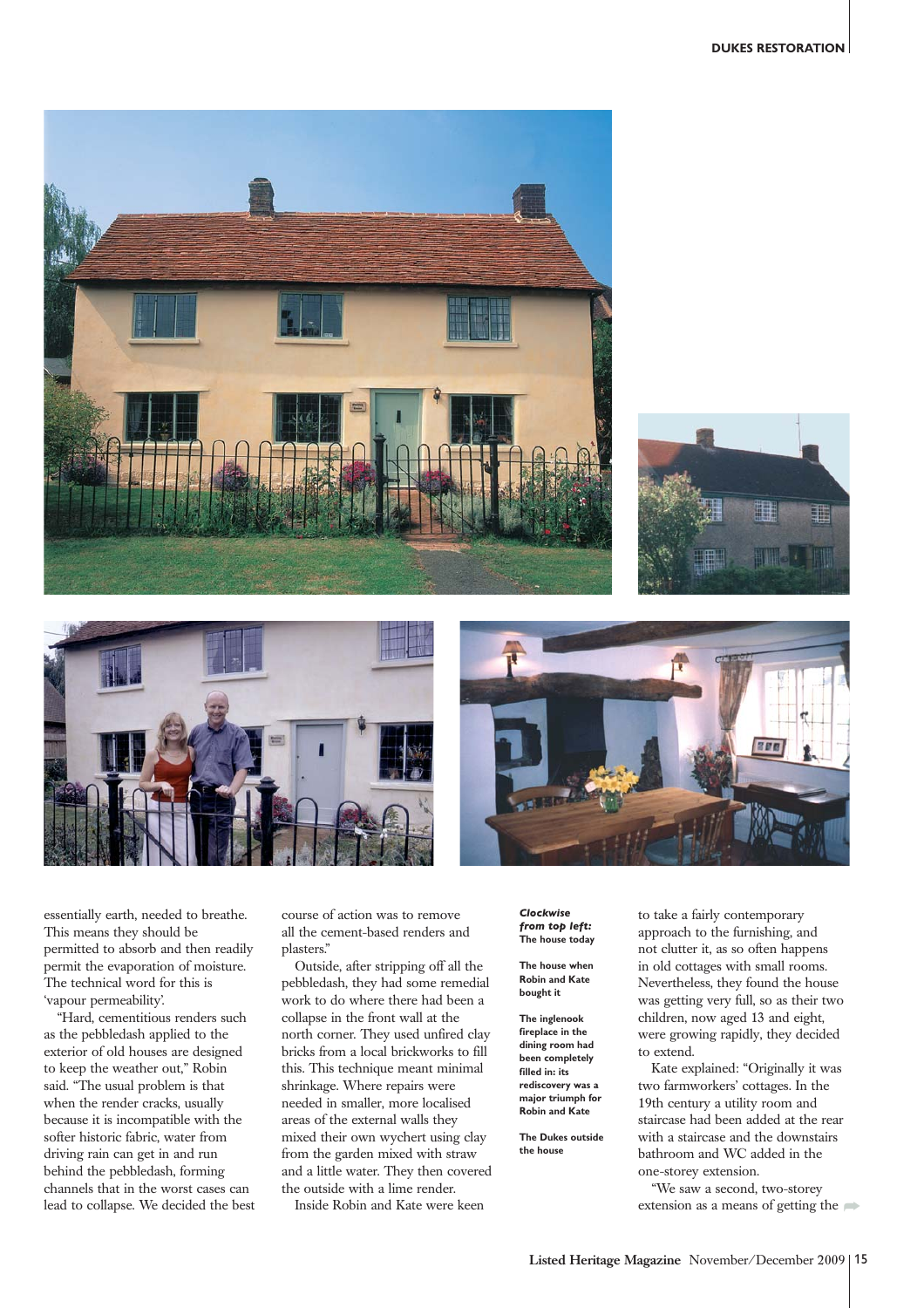essentially earth, needed to breathe. This means they should be permitted to absorb and then readily permit the evaporation of moisture. The technical word for this is 'vapour permeability'.

"Hard, cementitious renders such as the pebbledash applied to the exterior of old houses are designed to keep the weather out," Robin said. "The usual problem is that when the render cracks, usually because it is incompatible with the softer historic fabric, water from driving rain can get in and run behind the pebbledash, forming channels that in the worst cases can lead to collapse. We decided the best course of action was to remove all the cement-based renders and plasters."

Outside, after stripping off all the pebbledash, they had some remedial work to do where there had been a collapse in the front wall at the north corner. They used unfired clay bricks from a local brickworks to fill this. This technique meant minimal shrinkage. Where repairs were needed in smaller, more localised areas of the external walls they mixed their own wychert using clay from the garden mixed with straw and a little water. They then covered the outside with a lime render.

Inside Robin and Kate were keen to take a fairly contemporary approach to the furnishing, and not clutter it, as so often happens in old cottages with small rooms. Nevertheless, they found the house was getting very full, so as their two children, now aged 13 and eight, were growing rapidly, they decided to extend.

Kate explained: "Originally it was two farmworkers' cottages. In the 19th century a utility room and staircase had been added at the rear with a staircase and the downstairs bathroom and WC added in the one-storey extension.

"We saw a second, two-storey extension as a means of getting the

***Clockwise from top left:*** **The house today**

**The house when Robin and Kate bought it**

**The inglenook fireplace in the dining room had been completely filled in: its rediscovery was a major triumph for Robin and Kate**

**The Dukes outside the house**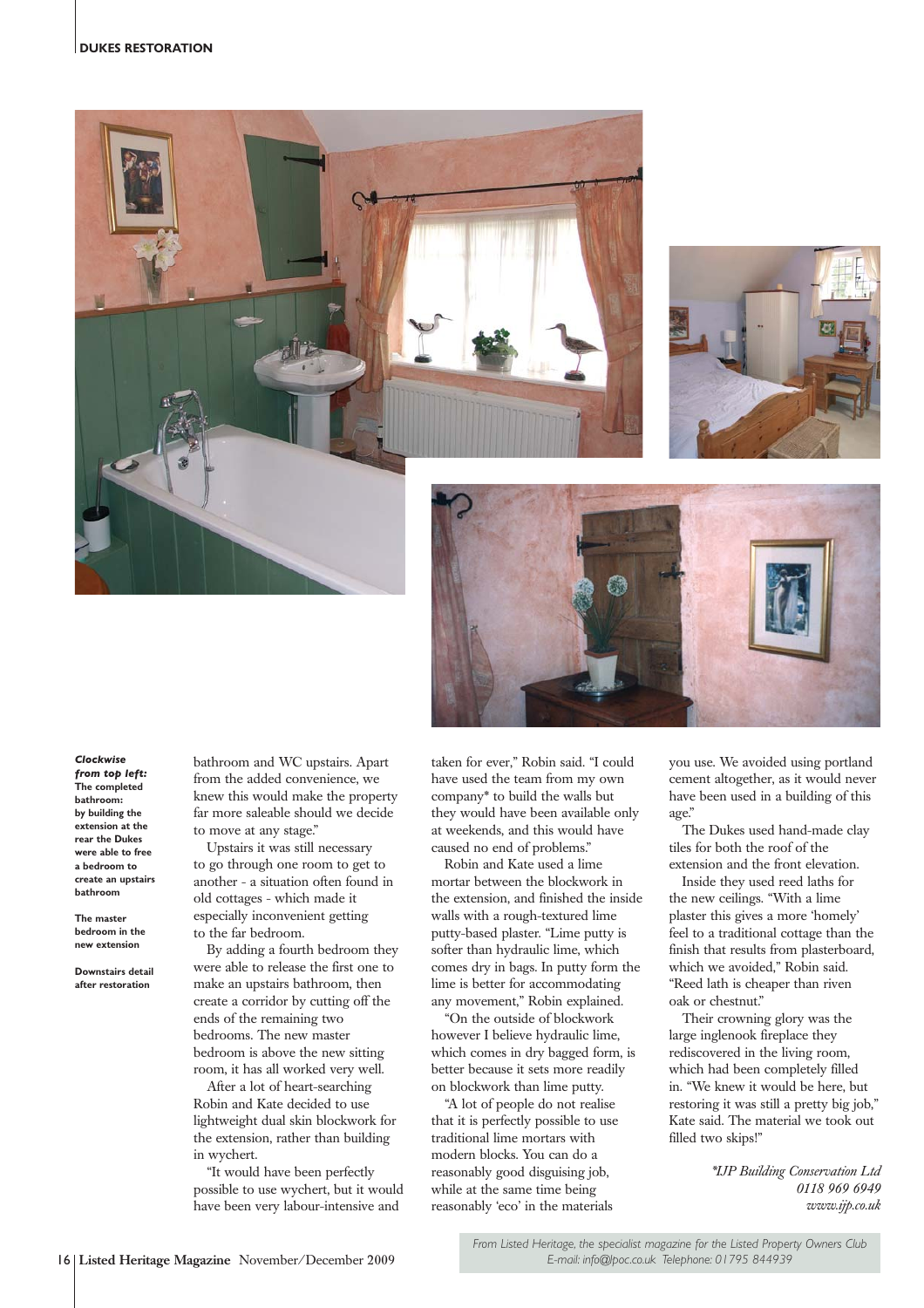**Clockwise from top left:** The completed bathroom: by building the extension at the rear the Dukes were able to free a bedroom to create an upstairs bathroom

The master bedroom in the new extension

Downstairs detail after restoration

bathroom and WC upstairs. Apart from the added convenience, we knew this would make the property far more saleable should we decide to move at any stage."

Upstairs it was still necessary to go through one room to get to another - a situation often found in old cottages - which made it especially inconvenient getting to the far bedroom.

By adding a fourth bedroom they were able to release the first one to make an upstairs bathroom, then create a corridor by cutting off the ends of the remaining two bedrooms. The new master bedroom is above the new sitting room, it has all worked very well.

After a lot of heart-searching Robin and Kate decided to use lightweight dual skin blockwork for the extension, rather than building in wychert.

"It would have been perfectly possible to use wychert, but it would have been very labour-intensive and taken for ever," Robin said. "I could have used the team from my own company* to build the walls but they would have been available only at weekends, and this would have caused no end of problems."

Robin and Kate used a lime mortar between the blockwork in the extension, and finished the inside walls with a rough-textured lime putty-based plaster. "Lime putty is softer than hydraulic lime, which comes dry in bags. In putty form the lime is better for accommodating any movement," Robin explained.

"On the outside of blockwork however I believe hydraulic lime, which comes in dry bagged form, is better because it sets more readily on blockwork than lime putty.

"A lot of people do not realise that it is perfectly possible to use traditional lime mortars with modern blocks. You can do a reasonably good disguising job, while at the same time being reasonably 'eco' in the materials you use. We avoided using portland cement altogether, as it would never have been used in a building of this age."

The Dukes used hand-made clay tiles for both the roof of the extension and the front elevation.

Inside they used reed laths for the new ceilings. "With a lime plaster this gives a more 'homely' feel to a traditional cottage than the finish that results from plasterboard, which we avoided," Robin said. "Reed lath is cheaper than riven oak or chestnut."

Their crowning glory was the large inglenook fireplace they rediscovered in the living room, which had been completely filled in. "We knew it would be here, but restoring it was still a pretty big job," Kate said. The material we took out filled two skips!"

*\*IJP Building Conservation Ltd*
*0118 969 6949*
*www.ijp.co.uk*

*From Listed Heritage, the specialist magazine for the Listed Property Owners Club*
*E-mail: info@lpoc.co.uk Telephone: 01795 844939*